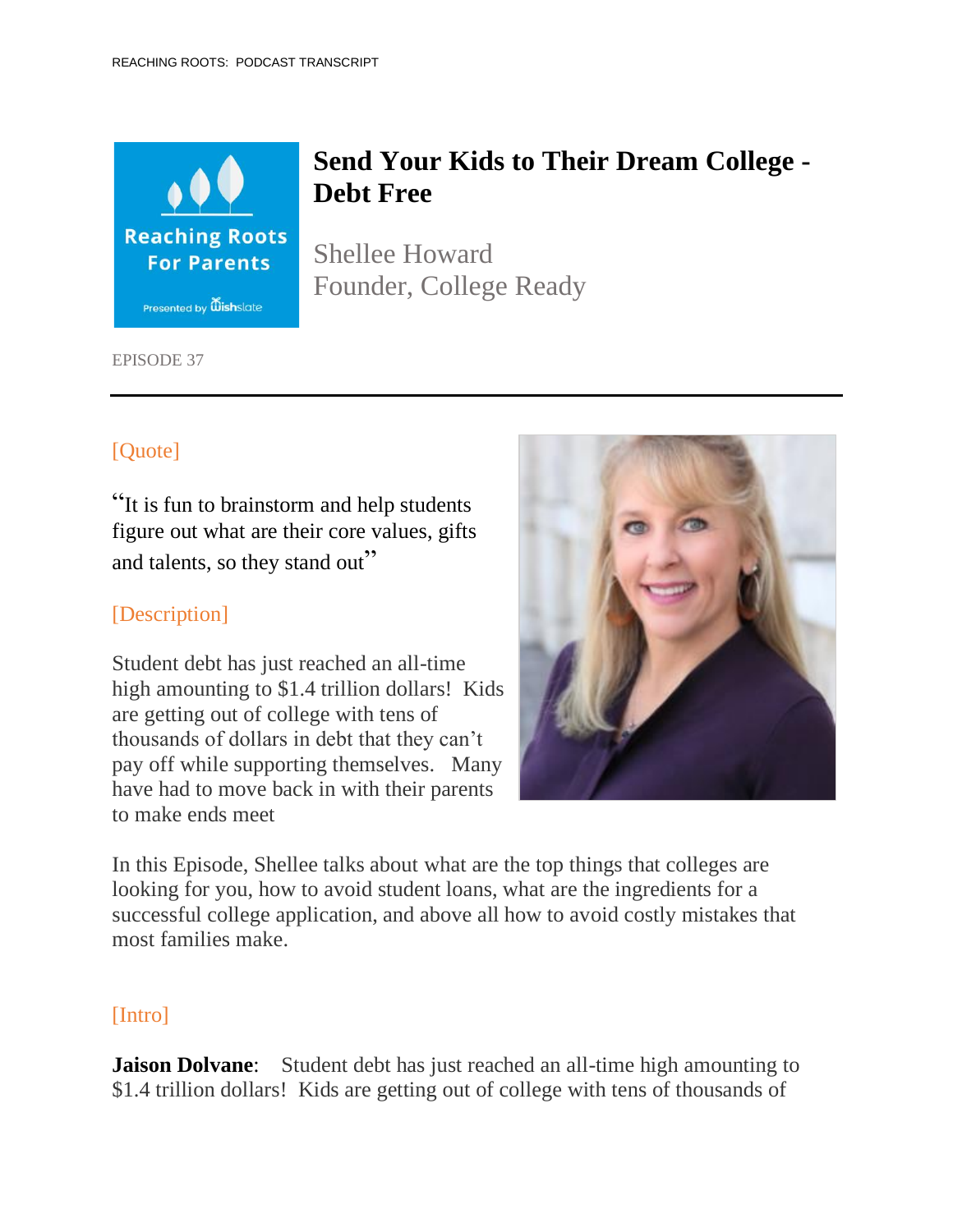# Send Your Kids to Their Dream College - Debt Free

Shellee Howard
Founder, College Ready

EPISODE 37

---

[Quote]

"It is fun to brainstorm and help students figure out what are their core values, gifts and talents, so they stand out"

[Description]

Student debt has just reached an all-time high amounting to $1.4 trillion dollars! Kids are getting out of college with tens of thousands of dollars in debt that they can't pay off while supporting themselves. Many have had to move back in with their parents to make ends meet

In this Episode, Shellee talks about what are the top things that colleges are looking for you, how to avoid student loans, what are the ingredients for a successful college application, and above all how to avoid costly mistakes that most families make.

[Intro]

**Jaison Dolvane**: Student debt has just reached an all-time high amounting to $1.4 trillion dollars! Kids are getting out of college with tens of thousands of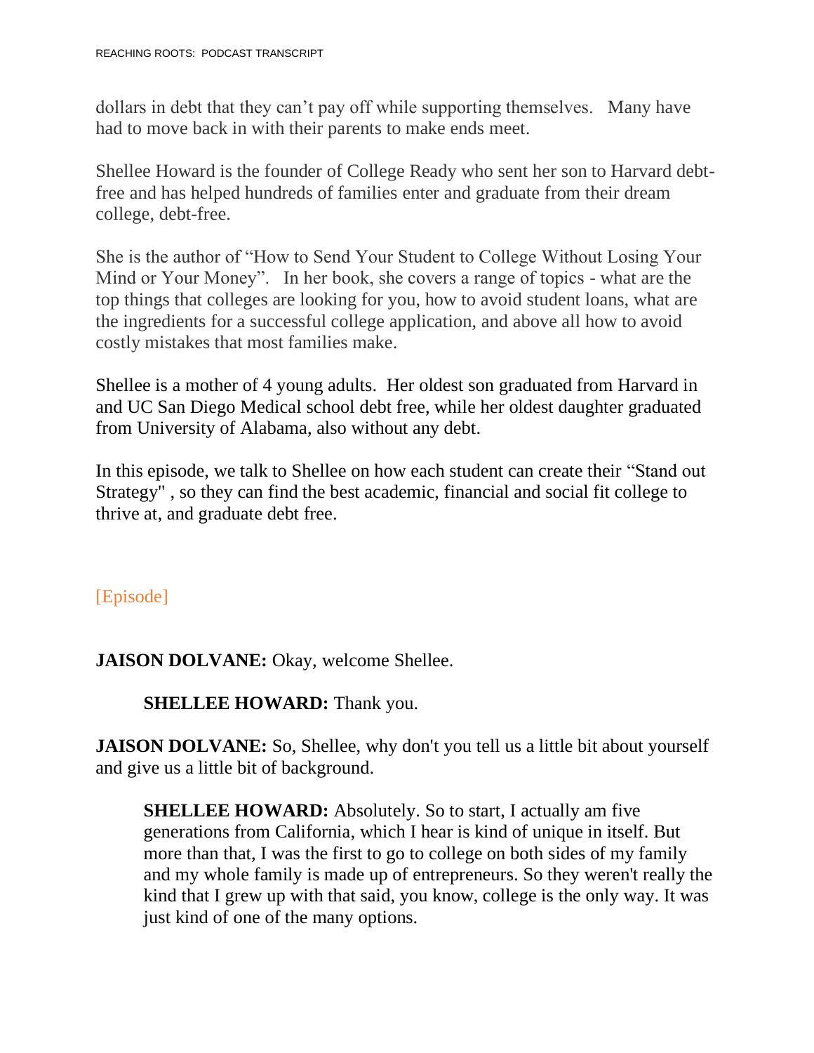dollars in debt that they can’t pay off while supporting themselves. Many have had to move back in with their parents to make ends meet.

Shellee Howard is the founder of College Ready who sent her son to Harvard debt-free and has helped hundreds of families enter and graduate from their dream college, debt-free.

She is the author of “How to Send Your Student to College Without Losing Your Mind or Your Money”. In her book, she covers a range of topics - what are the top things that colleges are looking for you, how to avoid student loans, what are the ingredients for a successful college application, and above all how to avoid costly mistakes that most families make.

Shellee is a mother of 4 young adults. Her oldest son graduated from Harvard in and UC San Diego Medical school debt free, while her oldest daughter graduated from University of Alabama, also without any debt.

In this episode, we talk to Shellee on how each student can create their “Stand out Strategy" , so they can find the best academic, financial and social fit college to thrive at, and graduate debt free.

[Episode]

**JAISON DOLVANE:** Okay, welcome Shellee.

> **SHELLEE HOWARD:** Thank you.

**JAISON DOLVANE:** So, Shellee, why don't you tell us a little bit about yourself and give us a little bit of background.

> **SHELLEE HOWARD:** Absolutely. So to start, I actually am five generations from California, which I hear is kind of unique in itself. But more than that, I was the first to go to college on both sides of my family and my whole family is made up of entrepreneurs. So they weren't really the kind that I grew up with that said, you know, college is the only way. It was just kind of one of the many options.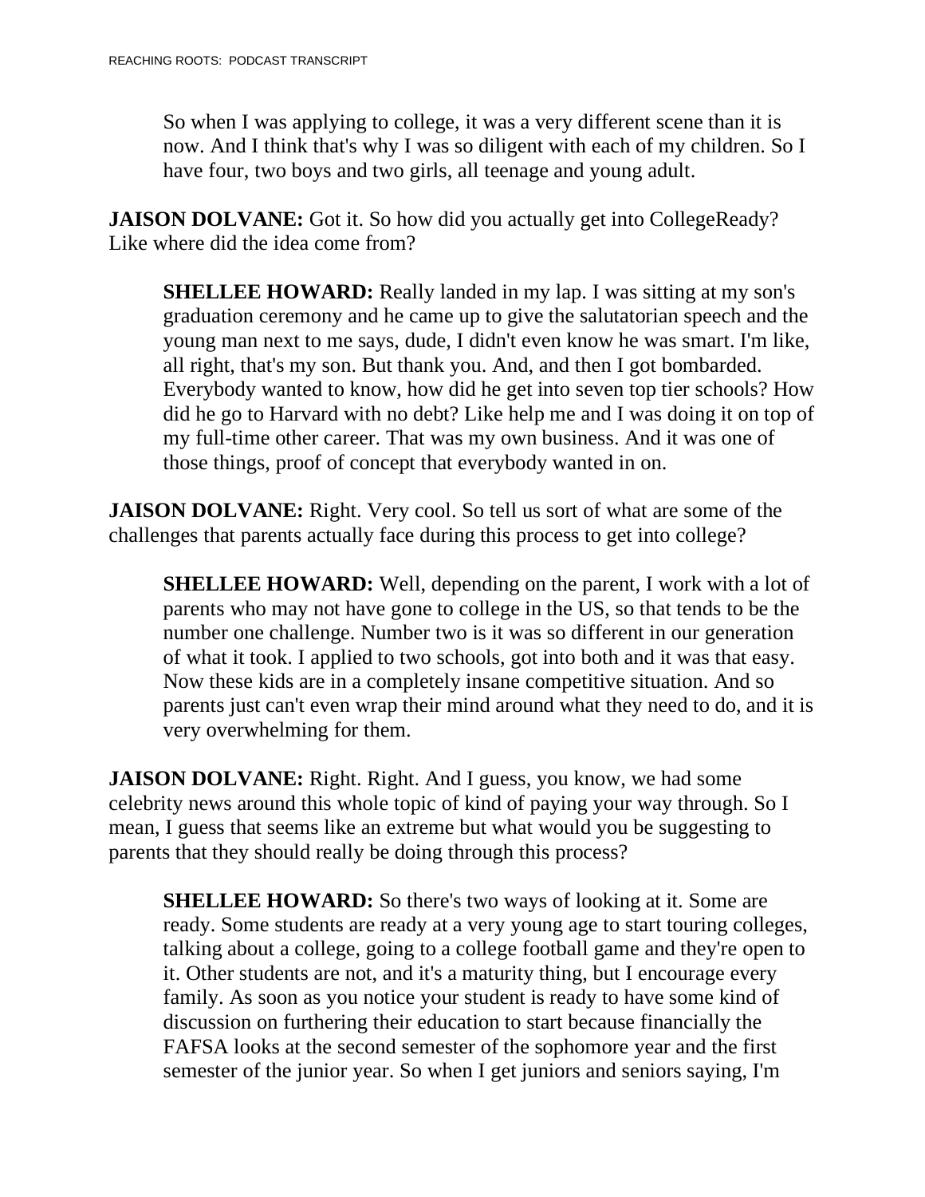So when I was applying to college, it was a very different scene than it is now. And I think that's why I was so diligent with each of my children. So I have four, two boys and two girls, all teenage and young adult.

**JAISON DOLVANE:** Got it. So how did you actually get into CollegeReady? Like where did the idea come from?

**SHELLEE HOWARD:** Really landed in my lap. I was sitting at my son's graduation ceremony and he came up to give the salutatorian speech and the young man next to me says, dude, I didn't even know he was smart. I'm like, all right, that's my son. But thank you. And, and then I got bombarded. Everybody wanted to know, how did he get into seven top tier schools? How did he go to Harvard with no debt? Like help me and I was doing it on top of my full-time other career. That was my own business. And it was one of those things, proof of concept that everybody wanted in on.

**JAISON DOLVANE:** Right. Very cool. So tell us sort of what are some of the challenges that parents actually face during this process to get into college?

**SHELLEE HOWARD:** Well, depending on the parent, I work with a lot of parents who may not have gone to college in the US, so that tends to be the number one challenge. Number two is it was so different in our generation of what it took. I applied to two schools, got into both and it was that easy. Now these kids are in a completely insane competitive situation. And so parents just can't even wrap their mind around what they need to do, and it is very overwhelming for them.

**JAISON DOLVANE:** Right. Right. And I guess, you know, we had some celebrity news around this whole topic of kind of paying your way through. So I mean, I guess that seems like an extreme but what would you be suggesting to parents that they should really be doing through this process?

**SHELLEE HOWARD:** So there's two ways of looking at it. Some are ready. Some students are ready at a very young age to start touring colleges, talking about a college, going to a college football game and they're open to it. Other students are not, and it's a maturity thing, but I encourage every family. As soon as you notice your student is ready to have some kind of discussion on furthering their education to start because financially the FAFSA looks at the second semester of the sophomore year and the first semester of the junior year. So when I get juniors and seniors saying, I'm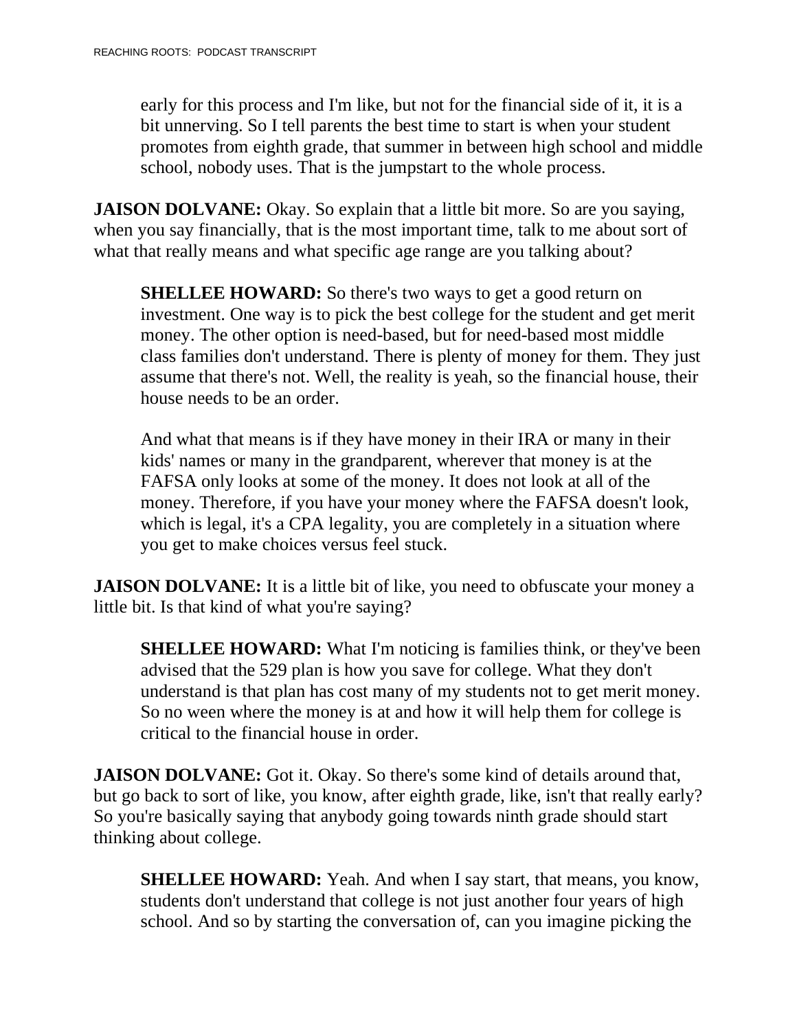early for this process and I'm like, but not for the financial side of it, it is a bit unnerving. So I tell parents the best time to start is when your student promotes from eighth grade, that summer in between high school and middle school, nobody uses. That is the jumpstart to the whole process.

**JAISON DOLVANE:** Okay. So explain that a little bit more. So are you saying, when you say financially, that is the most important time, talk to me about sort of what that really means and what specific age range are you talking about?

**SHELLEE HOWARD:** So there's two ways to get a good return on investment. One way is to pick the best college for the student and get merit money. The other option is need-based, but for need-based most middle class families don't understand. There is plenty of money for them. They just assume that there's not. Well, the reality is yeah, so the financial house, their house needs to be an order.

And what that means is if they have money in their IRA or many in their kids' names or many in the grandparent, wherever that money is at the FAFSA only looks at some of the money. It does not look at all of the money. Therefore, if you have your money where the FAFSA doesn't look, which is legal, it's a CPA legality, you are completely in a situation where you get to make choices versus feel stuck.

**JAISON DOLVANE:** It is a little bit of like, you need to obfuscate your money a little bit. Is that kind of what you're saying?

**SHELLEE HOWARD:** What I'm noticing is families think, or they've been advised that the 529 plan is how you save for college. What they don't understand is that plan has cost many of my students not to get merit money. So no ween where the money is at and how it will help them for college is critical to the financial house in order.

**JAISON DOLVANE:** Got it. Okay. So there's some kind of details around that, but go back to sort of like, you know, after eighth grade, like, isn't that really early? So you're basically saying that anybody going towards ninth grade should start thinking about college.

**SHELLEE HOWARD:** Yeah. And when I say start, that means, you know, students don't understand that college is not just another four years of high school. And so by starting the conversation of, can you imagine picking the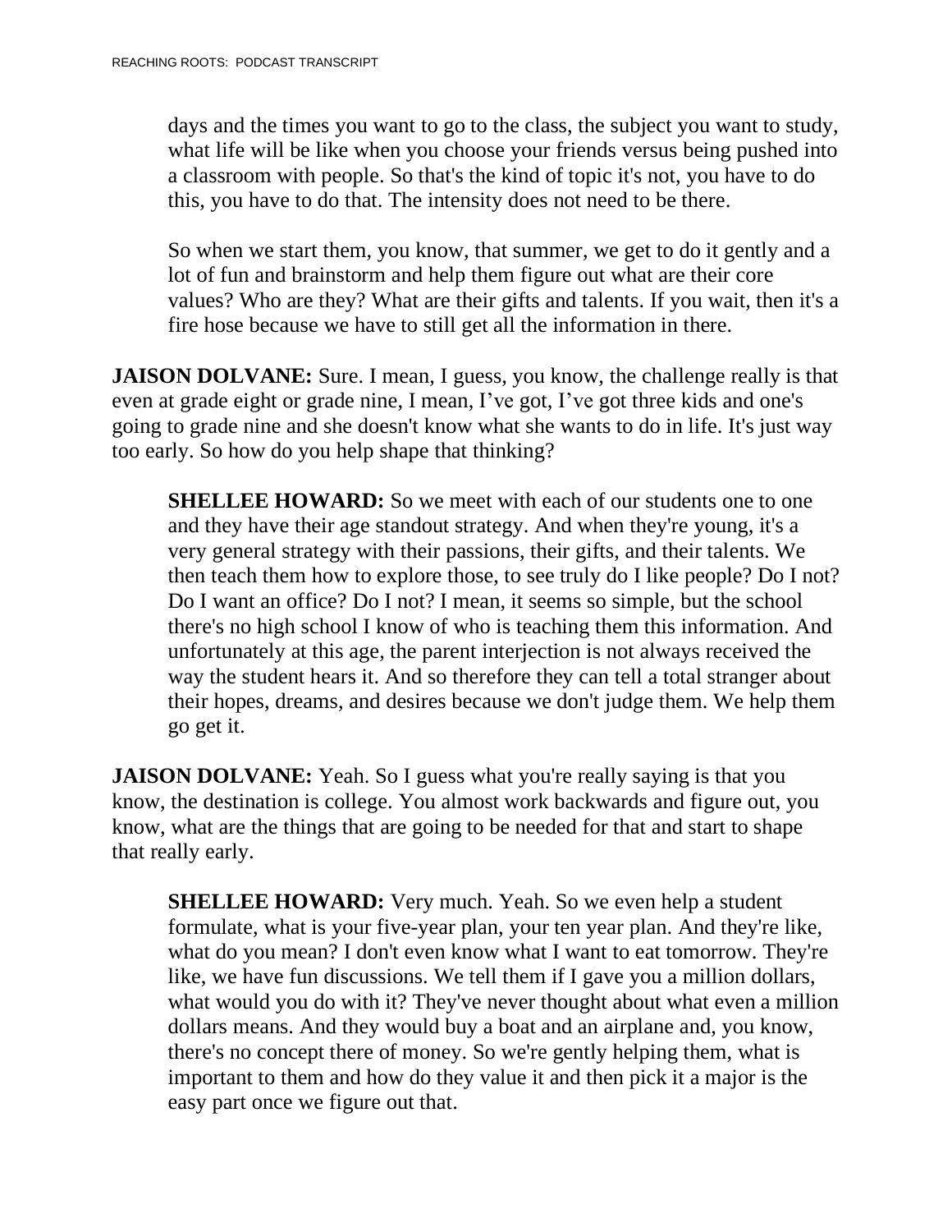days and the times you want to go to the class, the subject you want to study, what life will be like when you choose your friends versus being pushed into a classroom with people. So that's the kind of topic it's not, you have to do this, you have to do that. The intensity does not need to be there.

So when we start them, you know, that summer, we get to do it gently and a lot of fun and brainstorm and help them figure out what are their core values? Who are they? What are their gifts and talents. If you wait, then it's a fire hose because we have to still get all the information in there.

**JAISON DOLVANE:** Sure. I mean, I guess, you know, the challenge really is that even at grade eight or grade nine, I mean, I've got, I've got three kids and one's going to grade nine and she doesn't know what she wants to do in life. It's just way too early. So how do you help shape that thinking?

**SHELLEE HOWARD:** So we meet with each of our students one to one and they have their age standout strategy. And when they're young, it's a very general strategy with their passions, their gifts, and their talents. We then teach them how to explore those, to see truly do I like people? Do I not? Do I want an office? Do I not? I mean, it seems so simple, but the school there's no high school I know of who is teaching them this information. And unfortunately at this age, the parent interjection is not always received the way the student hears it. And so therefore they can tell a total stranger about their hopes, dreams, and desires because we don't judge them. We help them go get it.

**JAISON DOLVANE:** Yeah. So I guess what you're really saying is that you know, the destination is college. You almost work backwards and figure out, you know, what are the things that are going to be needed for that and start to shape that really early.

**SHELLEE HOWARD:** Very much. Yeah. So we even help a student formulate, what is your five-year plan, your ten year plan. And they're like, what do you mean? I don't even know what I want to eat tomorrow. They're like, we have fun discussions. We tell them if I gave you a million dollars, what would you do with it? They've never thought about what even a million dollars means. And they would buy a boat and an airplane and, you know, there's no concept there of money. So we're gently helping them, what is important to them and how do they value it and then pick it a major is the easy part once we figure out that.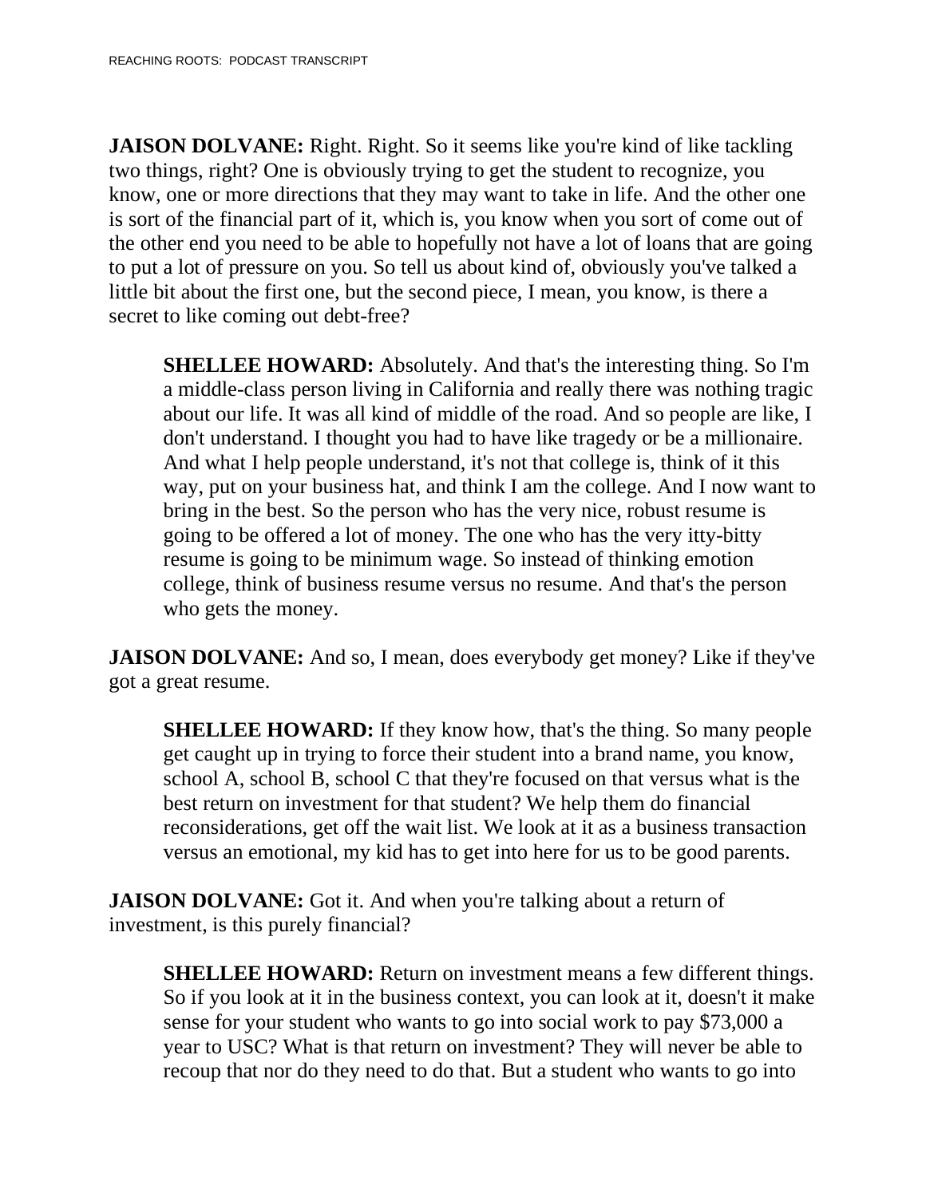**JAISON DOLVANE:** Right. Right. So it seems like you're kind of like tackling two things, right? One is obviously trying to get the student to recognize, you know, one or more directions that they may want to take in life. And the other one is sort of the financial part of it, which is, you know when you sort of come out of the other end you need to be able to hopefully not have a lot of loans that are going to put a lot of pressure on you. So tell us about kind of, obviously you've talked a little bit about the first one, but the second piece, I mean, you know, is there a secret to like coming out debt-free?

> **SHELLEE HOWARD:** Absolutely. And that's the interesting thing. So I'm a middle-class person living in California and really there was nothing tragic about our life. It was all kind of middle of the road. And so people are like, I don't understand. I thought you had to have like tragedy or be a millionaire. And what I help people understand, it's not that college is, think of it this way, put on your business hat, and think I am the college. And I now want to bring in the best. So the person who has the very nice, robust resume is going to be offered a lot of money. The one who has the very itty-bitty resume is going to be minimum wage. So instead of thinking emotion college, think of business resume versus no resume. And that's the person who gets the money.

**JAISON DOLVANE:** And so, I mean, does everybody get money? Like if they've got a great resume.

> **SHELLEE HOWARD:** If they know how, that's the thing. So many people get caught up in trying to force their student into a brand name, you know, school A, school B, school C that they're focused on that versus what is the best return on investment for that student? We help them do financial reconsiderations, get off the wait list. We look at it as a business transaction versus an emotional, my kid has to get into here for us to be good parents.

**JAISON DOLVANE:** Got it. And when you're talking about a return of investment, is this purely financial?

> **SHELLEE HOWARD:** Return on investment means a few different things. So if you look at it in the business context, you can look at it, doesn't it make sense for your student who wants to go into social work to pay $73,000 a year to USC? What is that return on investment? They will never be able to recoup that nor do they need to do that. But a student who wants to go into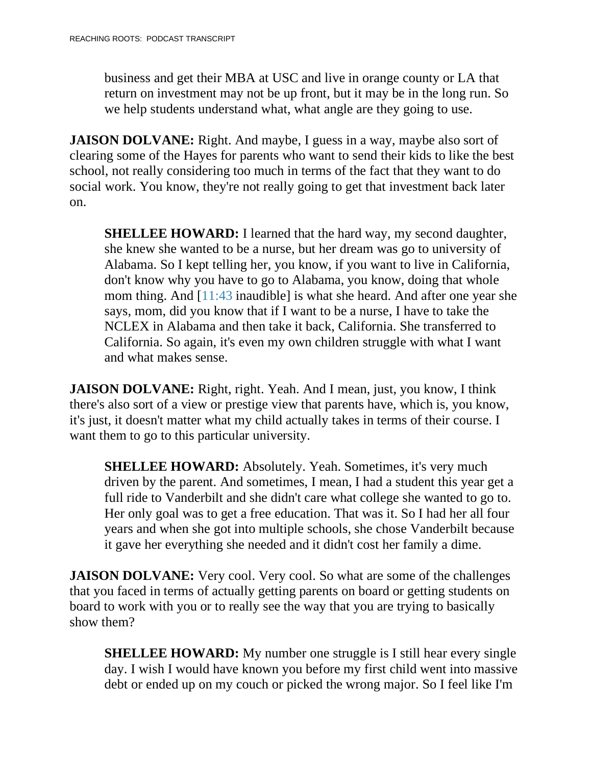business and get their MBA at USC and live in orange county or LA that return on investment may not be up front, but it may be in the long run. So we help students understand what, what angle are they going to use.

**JAISON DOLVANE:** Right. And maybe, I guess in a way, maybe also sort of clearing some of the Hayes for parents who want to send their kids to like the best school, not really considering too much in terms of the fact that they want to do social work. You know, they're not really going to get that investment back later on.

**SHELLEE HOWARD:** I learned that the hard way, my second daughter, she knew she wanted to be a nurse, but her dream was go to university of Alabama. So I kept telling her, you know, if you want to live in California, don't know why you have to go to Alabama, you know, doing that whole mom thing. And [11:43 inaudible] is what she heard. And after one year she says, mom, did you know that if I want to be a nurse, I have to take the NCLEX in Alabama and then take it back, California. She transferred to California. So again, it's even my own children struggle with what I want and what makes sense.

**JAISON DOLVANE:** Right, right. Yeah. And I mean, just, you know, I think there's also sort of a view or prestige view that parents have, which is, you know, it's just, it doesn't matter what my child actually takes in terms of their course. I want them to go to this particular university.

**SHELLEE HOWARD:** Absolutely. Yeah. Sometimes, it's very much driven by the parent. And sometimes, I mean, I had a student this year get a full ride to Vanderbilt and she didn't care what college she wanted to go to. Her only goal was to get a free education. That was it. So I had her all four years and when she got into multiple schools, she chose Vanderbilt because it gave her everything she needed and it didn't cost her family a dime.

**JAISON DOLVANE:** Very cool. Very cool. So what are some of the challenges that you faced in terms of actually getting parents on board or getting students on board to work with you or to really see the way that you are trying to basically show them?

**SHELLEE HOWARD:** My number one struggle is I still hear every single day. I wish I would have known you before my first child went into massive debt or ended up on my couch or picked the wrong major. So I feel like I'm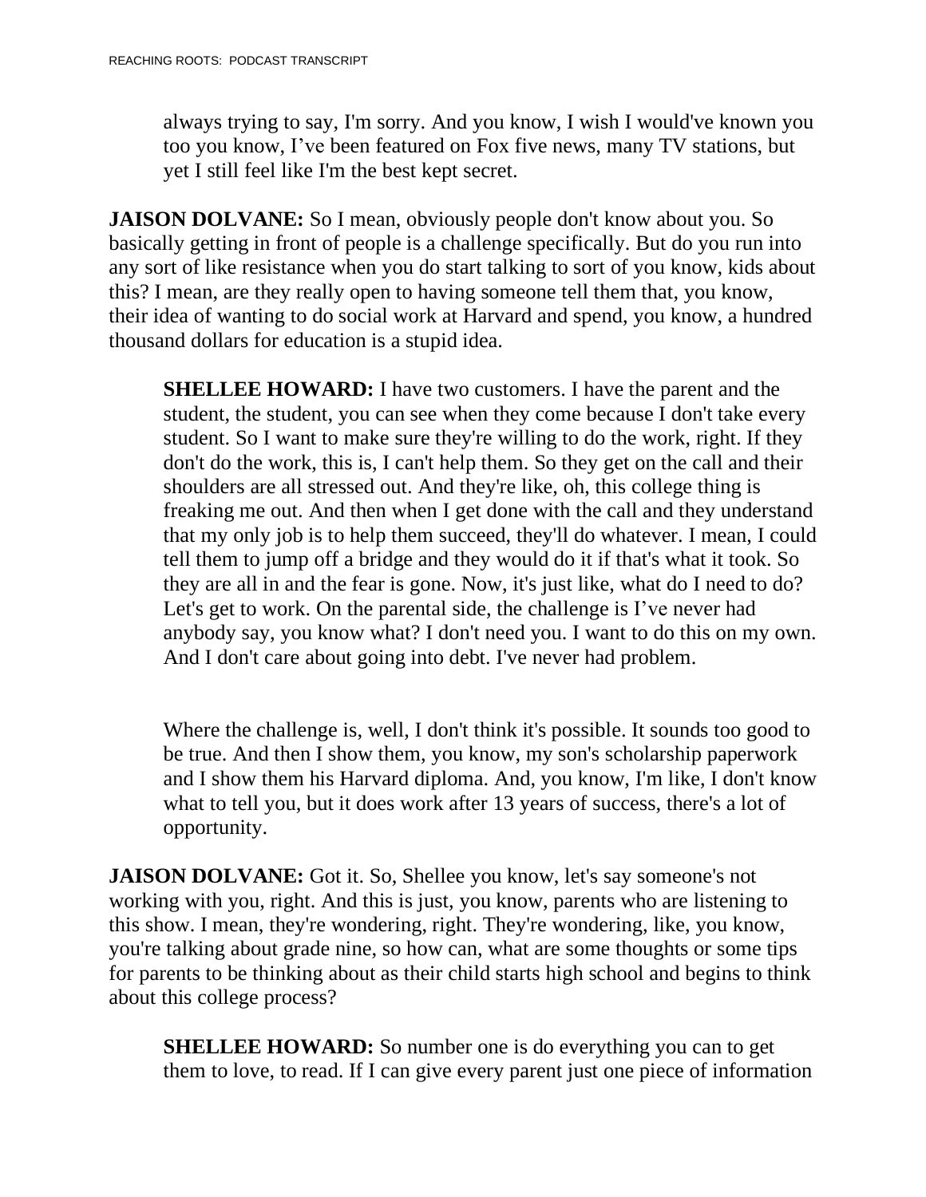always trying to say, I'm sorry. And you know, I wish I would've known you too you know, I’ve been featured on Fox five news, many TV stations, but yet I still feel like I'm the best kept secret.

**JAISON DOLVANE:** So I mean, obviously people don't know about you. So basically getting in front of people is a challenge specifically. But do you run into any sort of like resistance when you do start talking to sort of you know, kids about this? I mean, are they really open to having someone tell them that, you know, their idea of wanting to do social work at Harvard and spend, you know, a hundred thousand dollars for education is a stupid idea.

**SHELLEE HOWARD:** I have two customers. I have the parent and the student, the student, you can see when they come because I don't take every student. So I want to make sure they're willing to do the work, right. If they don't do the work, this is, I can't help them. So they get on the call and their shoulders are all stressed out. And they're like, oh, this college thing is freaking me out. And then when I get done with the call and they understand that my only job is to help them succeed, they'll do whatever. I mean, I could tell them to jump off a bridge and they would do it if that's what it took. So they are all in and the fear is gone. Now, it's just like, what do I need to do? Let's get to work. On the parental side, the challenge is I’ve never had anybody say, you know what? I don't need you. I want to do this on my own. And I don't care about going into debt. I've never had problem.

Where the challenge is, well, I don't think it's possible. It sounds too good to be true. And then I show them, you know, my son's scholarship paperwork and I show them his Harvard diploma. And, you know, I'm like, I don't know what to tell you, but it does work after 13 years of success, there's a lot of opportunity.

**JAISON DOLVANE:** Got it. So, Shellee you know, let's say someone's not working with you, right. And this is just, you know, parents who are listening to this show. I mean, they're wondering, right. They're wondering, like, you know, you're talking about grade nine, so how can, what are some thoughts or some tips for parents to be thinking about as their child starts high school and begins to think about this college process?

**SHELLEE HOWARD:** So number one is do everything you can to get them to love, to read. If I can give every parent just one piece of information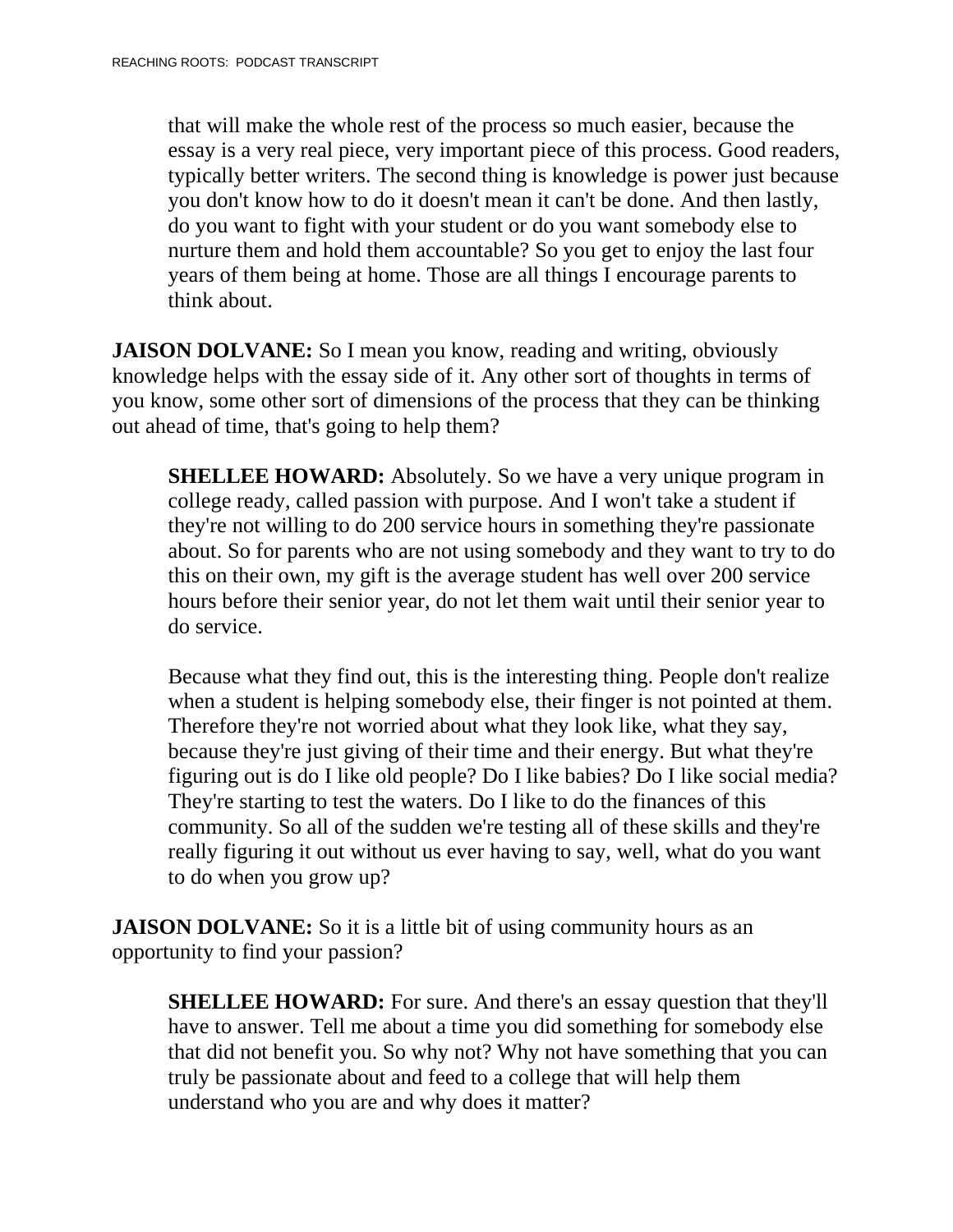that will make the whole rest of the process so much easier, because the essay is a very real piece, very important piece of this process. Good readers, typically better writers. The second thing is knowledge is power just because you don't know how to do it doesn't mean it can't be done. And then lastly, do you want to fight with your student or do you want somebody else to nurture them and hold them accountable? So you get to enjoy the last four years of them being at home. Those are all things I encourage parents to think about.

**JAISON DOLVANE:** So I mean you know, reading and writing, obviously knowledge helps with the essay side of it. Any other sort of thoughts in terms of you know, some other sort of dimensions of the process that they can be thinking out ahead of time, that's going to help them?

**SHELLEE HOWARD:** Absolutely. So we have a very unique program in college ready, called passion with purpose. And I won't take a student if they're not willing to do 200 service hours in something they're passionate about. So for parents who are not using somebody and they want to try to do this on their own, my gift is the average student has well over 200 service hours before their senior year, do not let them wait until their senior year to do service.

Because what they find out, this is the interesting thing. People don't realize when a student is helping somebody else, their finger is not pointed at them. Therefore they're not worried about what they look like, what they say, because they're just giving of their time and their energy. But what they're figuring out is do I like old people? Do I like babies? Do I like social media? They're starting to test the waters. Do I like to do the finances of this community. So all of the sudden we're testing all of these skills and they're really figuring it out without us ever having to say, well, what do you want to do when you grow up?

**JAISON DOLVANE:** So it is a little bit of using community hours as an opportunity to find your passion?

**SHELLEE HOWARD:** For sure. And there's an essay question that they'll have to answer. Tell me about a time you did something for somebody else that did not benefit you. So why not? Why not have something that you can truly be passionate about and feed to a college that will help them understand who you are and why does it matter?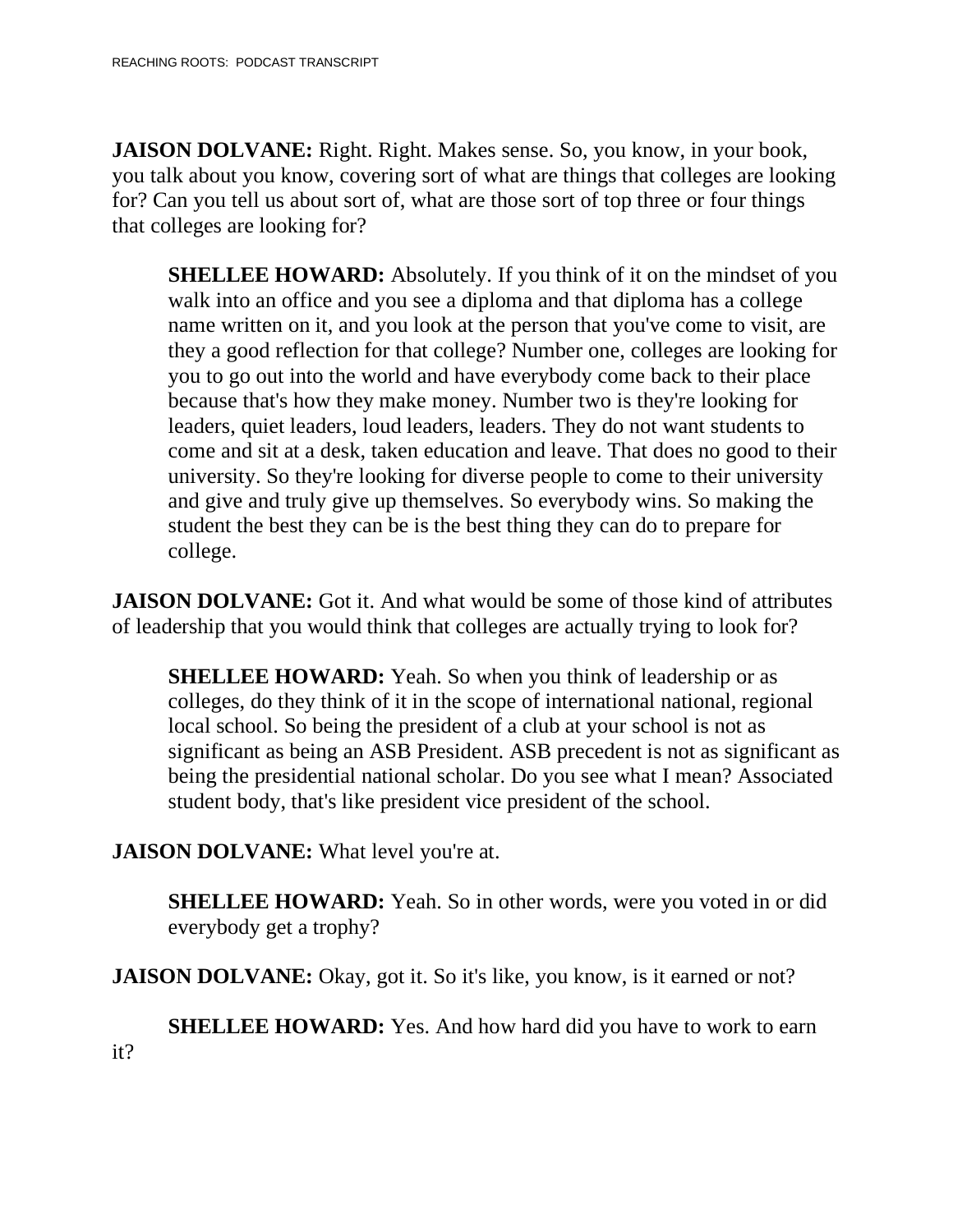**JAISON DOLVANE:** Right. Right. Makes sense. So, you know, in your book, you talk about you know, covering sort of what are things that colleges are looking for? Can you tell us about sort of, what are those sort of top three or four things that colleges are looking for?

**SHELLEE HOWARD:** Absolutely. If you think of it on the mindset of you walk into an office and you see a diploma and that diploma has a college name written on it, and you look at the person that you've come to visit, are they a good reflection for that college? Number one, colleges are looking for you to go out into the world and have everybody come back to their place because that's how they make money. Number two is they're looking for leaders, quiet leaders, loud leaders, leaders. They do not want students to come and sit at a desk, taken education and leave. That does no good to their university. So they're looking for diverse people to come to their university and give and truly give up themselves. So everybody wins. So making the student the best they can be is the best thing they can do to prepare for college.

**JAISON DOLVANE:** Got it. And what would be some of those kind of attributes of leadership that you would think that colleges are actually trying to look for?

**SHELLEE HOWARD:** Yeah. So when you think of leadership or as colleges, do they think of it in the scope of international national, regional local school. So being the president of a club at your school is not as significant as being an ASB President. ASB precedent is not as significant as being the presidential national scholar. Do you see what I mean? Associated student body, that's like president vice president of the school.

**JAISON DOLVANE:** What level you're at.

**SHELLEE HOWARD:** Yeah. So in other words, were you voted in or did everybody get a trophy?

**JAISON DOLVANE:** Okay, got it. So it's like, you know, is it earned or not?

**SHELLEE HOWARD:** Yes. And how hard did you have to work to earn it?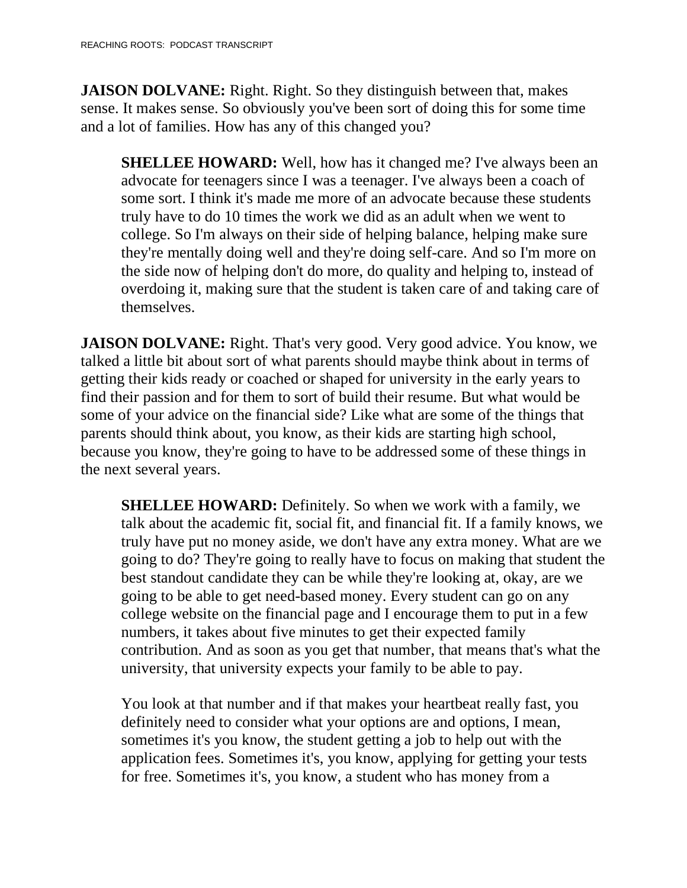**JAISON DOLVANE:** Right. Right. So they distinguish between that, makes sense. It makes sense. So obviously you've been sort of doing this for some time and a lot of families. How has any of this changed you?

> **SHELLEE HOWARD:** Well, how has it changed me? I've always been an advocate for teenagers since I was a teenager. I've always been a coach of some sort. I think it's made me more of an advocate because these students truly have to do 10 times the work we did as an adult when we went to college. So I'm always on their side of helping balance, helping make sure they're mentally doing well and they're doing self-care. And so I'm more on the side now of helping don't do more, do quality and helping to, instead of overdoing it, making sure that the student is taken care of and taking care of themselves.

**JAISON DOLVANE:** Right. That's very good. Very good advice. You know, we talked a little bit about sort of what parents should maybe think about in terms of getting their kids ready or coached or shaped for university in the early years to find their passion and for them to sort of build their resume. But what would be some of your advice on the financial side? Like what are some of the things that parents should think about, you know, as their kids are starting high school, because you know, they're going to have to be addressed some of these things in the next several years.

> **SHELLEE HOWARD:** Definitely. So when we work with a family, we talk about the academic fit, social fit, and financial fit. If a family knows, we truly have put no money aside, we don't have any extra money. What are we going to do? They're going to really have to focus on making that student the best standout candidate they can be while they're looking at, okay, are we going to be able to get need-based money. Every student can go on any college website on the financial page and I encourage them to put in a few numbers, it takes about five minutes to get their expected family contribution. And as soon as you get that number, that means that's what the university, that university expects your family to be able to pay.
>
> You look at that number and if that makes your heartbeat really fast, you definitely need to consider what your options are and options, I mean, sometimes it's you know, the student getting a job to help out with the application fees. Sometimes it's, you know, applying for getting your tests for free. Sometimes it's, you know, a student who has money from a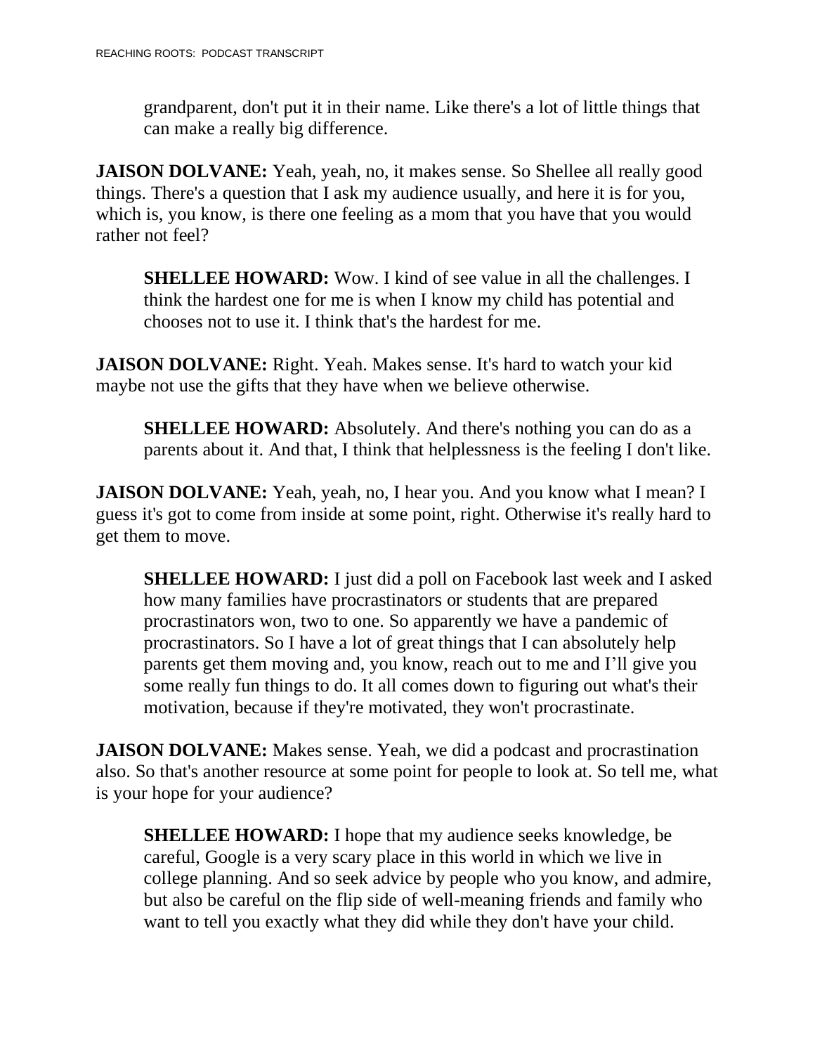grandparent, don't put it in their name. Like there's a lot of little things that can make a really big difference.

**JAISON DOLVANE:** Yeah, yeah, no, it makes sense. So Shellee all really good things. There's a question that I ask my audience usually, and here it is for you, which is, you know, is there one feeling as a mom that you have that you would rather not feel?

**SHELLEE HOWARD:** Wow. I kind of see value in all the challenges. I think the hardest one for me is when I know my child has potential and chooses not to use it. I think that's the hardest for me.

**JAISON DOLVANE:** Right. Yeah. Makes sense. It's hard to watch your kid maybe not use the gifts that they have when we believe otherwise.

**SHELLEE HOWARD:** Absolutely. And there's nothing you can do as a parents about it. And that, I think that helplessness is the feeling I don't like.

**JAISON DOLVANE:** Yeah, yeah, no, I hear you. And you know what I mean? I guess it's got to come from inside at some point, right. Otherwise it's really hard to get them to move.

**SHELLEE HOWARD:** I just did a poll on Facebook last week and I asked how many families have procrastinators or students that are prepared procrastinators won, two to one. So apparently we have a pandemic of procrastinators. So I have a lot of great things that I can absolutely help parents get them moving and, you know, reach out to me and I'll give you some really fun things to do. It all comes down to figuring out what's their motivation, because if they're motivated, they won't procrastinate.

**JAISON DOLVANE:** Makes sense. Yeah, we did a podcast and procrastination also. So that's another resource at some point for people to look at. So tell me, what is your hope for your audience?

**SHELLEE HOWARD:** I hope that my audience seeks knowledge, be careful, Google is a very scary place in this world in which we live in college planning. And so seek advice by people who you know, and admire, but also be careful on the flip side of well-meaning friends and family who want to tell you exactly what they did while they don't have your child.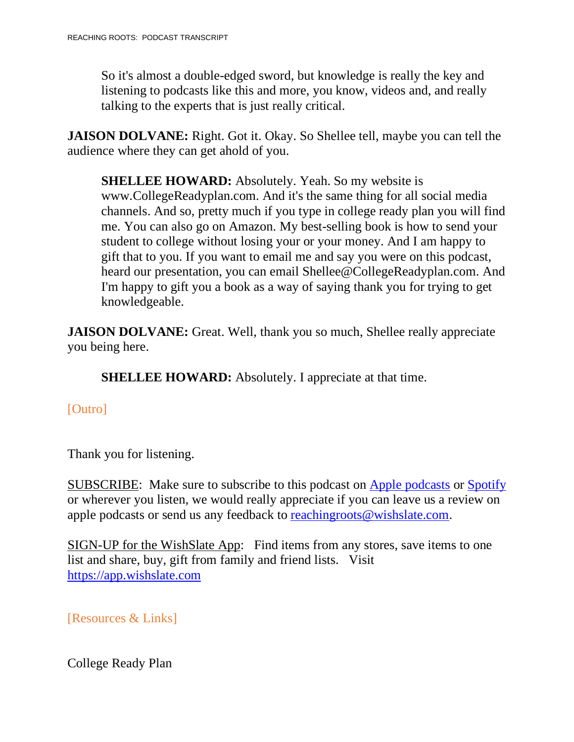So it's almost a double-edged sword, but knowledge is really the key and listening to podcasts like this and more, you know, videos and, and really talking to the experts that is just really critical.

**JAISON DOLVANE:** Right. Got it. Okay. So Shellee tell, maybe you can tell the audience where they can get ahold of you.

**SHELLEE HOWARD:** Absolutely. Yeah. So my website is www.CollegeReadyplan.com. And it's the same thing for all social media channels. And so, pretty much if you type in college ready plan you will find me. You can also go on Amazon. My best-selling book is how to send your student to college without losing your or your money. And I am happy to gift that to you. If you want to email me and say you were on this podcast, heard our presentation, you can email Shellee@CollegeReadyplan.com. And I'm happy to gift you a book as a way of saying thank you for trying to get knowledgeable.

**JAISON DOLVANE:** Great. Well, thank you so much, Shellee really appreciate you being here.

**SHELLEE HOWARD:** Absolutely. I appreciate at that time.

[Outro]

Thank you for listening.

SUBSCRIBE: Make sure to subscribe to this podcast on [Apple podcasts] or [Spotify] or wherever you listen, we would really appreciate if you can leave us a review on apple podcasts or send us any feedback to reachingroots@wishslate.com.

SIGN-UP for the WishSlate App: Find items from any stores, save items to one list and share, buy, gift from family and friend lists. Visit https://app.wishslate.com

[Resources & Links]

College Ready Plan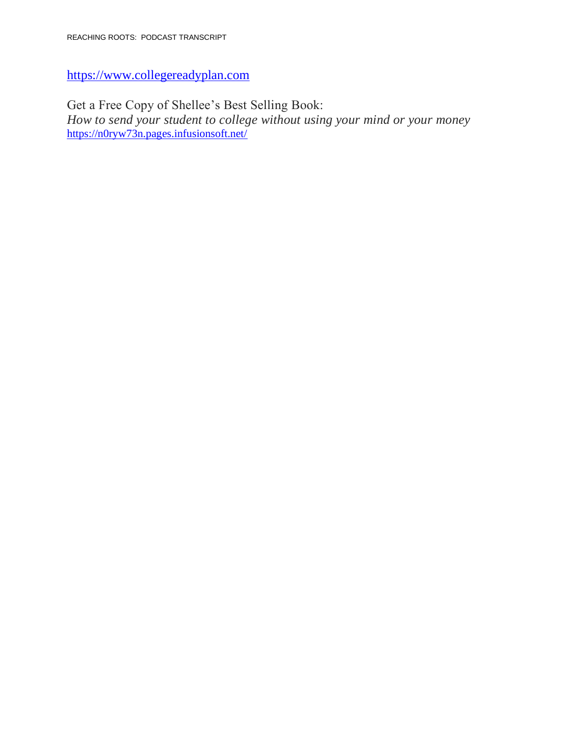https://www.collegereadyplan.com

Get a Free Copy of Shellee's Best Selling Book:
*How to send your student to college without using your mind or your money*
https://n0ryw73n.pages.infusionsoft.net/